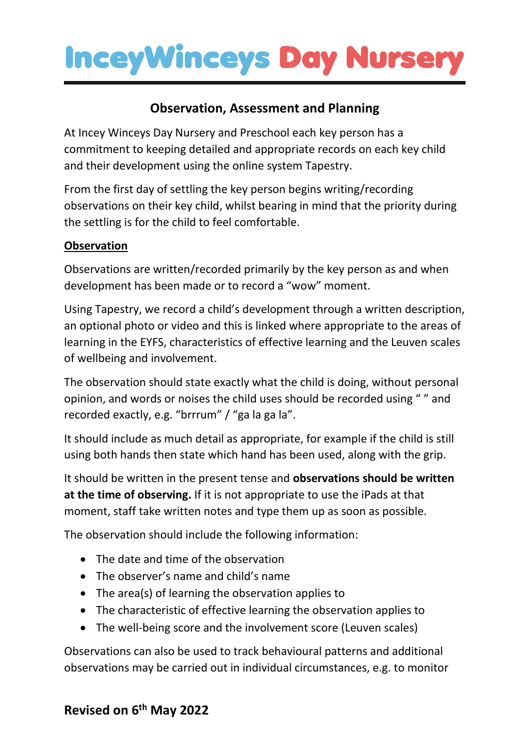# InceyWinceys Day Nursery

## Observation, Assessment and Planning

At Incey Winceys Day Nursery and Preschool each key person has a commitment to keeping detailed and appropriate records on each key child and their development using the online system Tapestry.

From the first day of settling the key person begins writing/recording observations on their key child, whilst bearing in mind that the priority during the settling is for the child to feel comfortable.

### Observation

Observations are written/recorded primarily by the key person as and when development has been made or to record a "wow" moment.

Using Tapestry, we record a child's development through a written description, an optional photo or video and this is linked where appropriate to the areas of learning in the EYFS, characteristics of effective learning and the Leuven scales of wellbeing and involvement.

The observation should state exactly what the child is doing, without personal opinion, and words or noises the child uses should be recorded using " " and recorded exactly, e.g. "brrrum" / "ga la ga la".

It should include as much detail as appropriate, for example if the child is still using both hands then state which hand has been used, along with the grip.

It should be written in the present tense and **observations should be written at the time of observing.** If it is not appropriate to use the iPads at that moment, staff take written notes and type them up as soon as possible.

The observation should include the following information:

- The date and time of the observation
- The observer's name and child's name
- The area(s) of learning the observation applies to
- The characteristic of effective learning the observation applies to
- The well-being score and the involvement score (Leuven scales)

Observations can also be used to track behavioural patterns and additional observations may be carried out in individual circumstances, e.g. to monitor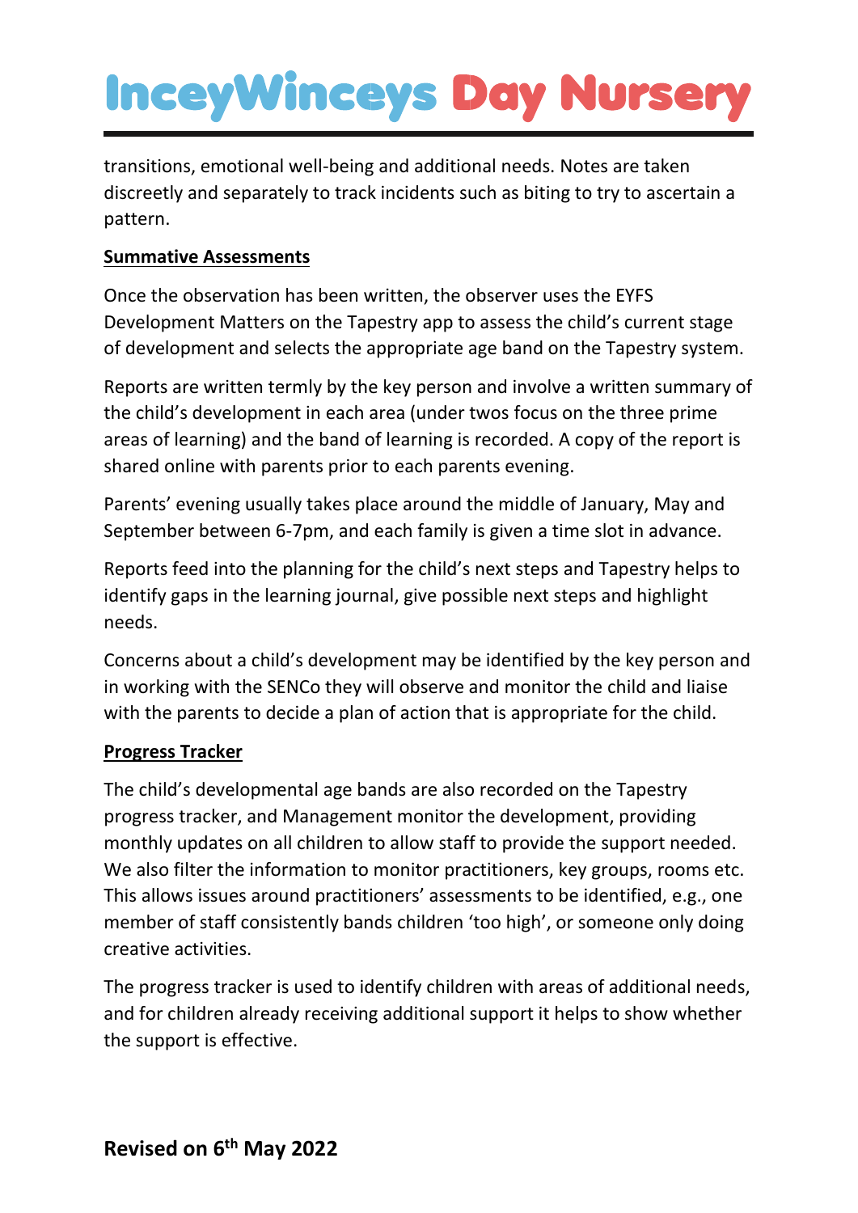transitions, emotional well-being and additional needs. Notes are taken discreetly and separately to track incidents such as biting to try to ascertain a pattern.

**Summative Assessments**

Once the observation has been written, the observer uses the EYFS Development Matters on the Tapestry app to assess the child's current stage of development and selects the appropriate age band on the Tapestry system.

Reports are written termly by the key person and involve a written summary of the child's development in each area (under twos focus on the three prime areas of learning) and the band of learning is recorded. A copy of the report is shared online with parents prior to each parents evening.

Parents' evening usually takes place around the middle of January, May and September between 6-7pm, and each family is given a time slot in advance.

Reports feed into the planning for the child's next steps and Tapestry helps to identify gaps in the learning journal, give possible next steps and highlight needs.

Concerns about a child's development may be identified by the key person and in working with the SENCo they will observe and monitor the child and liaise with the parents to decide a plan of action that is appropriate for the child.

**Progress Tracker**

The child's developmental age bands are also recorded on the Tapestry progress tracker, and Management monitor the development, providing monthly updates on all children to allow staff to provide the support needed. We also filter the information to monitor practitioners, key groups, rooms etc. This allows issues around practitioners' assessments to be identified, e.g., one member of staff consistently bands children 'too high', or someone only doing creative activities.

The progress tracker is used to identify children with areas of additional needs, and for children already receiving additional support it helps to show whether the support is effective.

**Revised on 6th May 2022**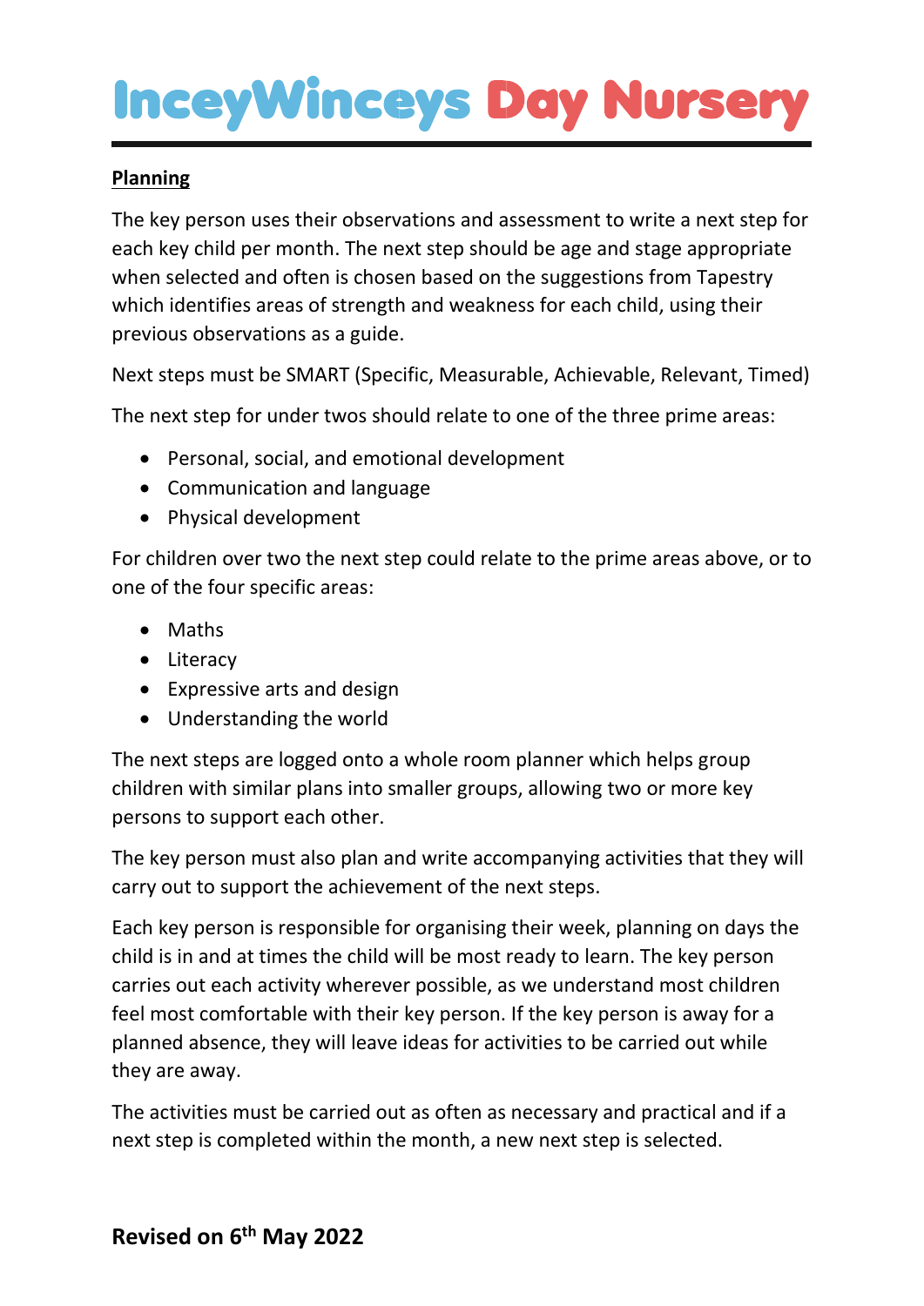## Planning

The key person uses their observations and assessment to write a next step for each key child per month. The next step should be age and stage appropriate when selected and often is chosen based on the suggestions from Tapestry which identifies areas of strength and weakness for each child, using their previous observations as a guide.

Next steps must be SMART (Specific, Measurable, Achievable, Relevant, Timed)

The next step for under twos should relate to one of the three prime areas:

- Personal, social, and emotional development
- Communication and language
- Physical development

For children over two the next step could relate to the prime areas above, or to one of the four specific areas:

- Maths
- Literacy
- Expressive arts and design
- Understanding the world

The next steps are logged onto a whole room planner which helps group children with similar plans into smaller groups, allowing two or more key persons to support each other.

The key person must also plan and write accompanying activities that they will carry out to support the achievement of the next steps.

Each key person is responsible for organising their week, planning on days the child is in and at times the child will be most ready to learn. The key person carries out each activity wherever possible, as we understand most children feel most comfortable with their key person. If the key person is away for a planned absence, they will leave ideas for activities to be carried out while they are away.

The activities must be carried out as often as necessary and practical and if a next step is completed within the month, a new next step is selected.

**Revised on 6th May 2022**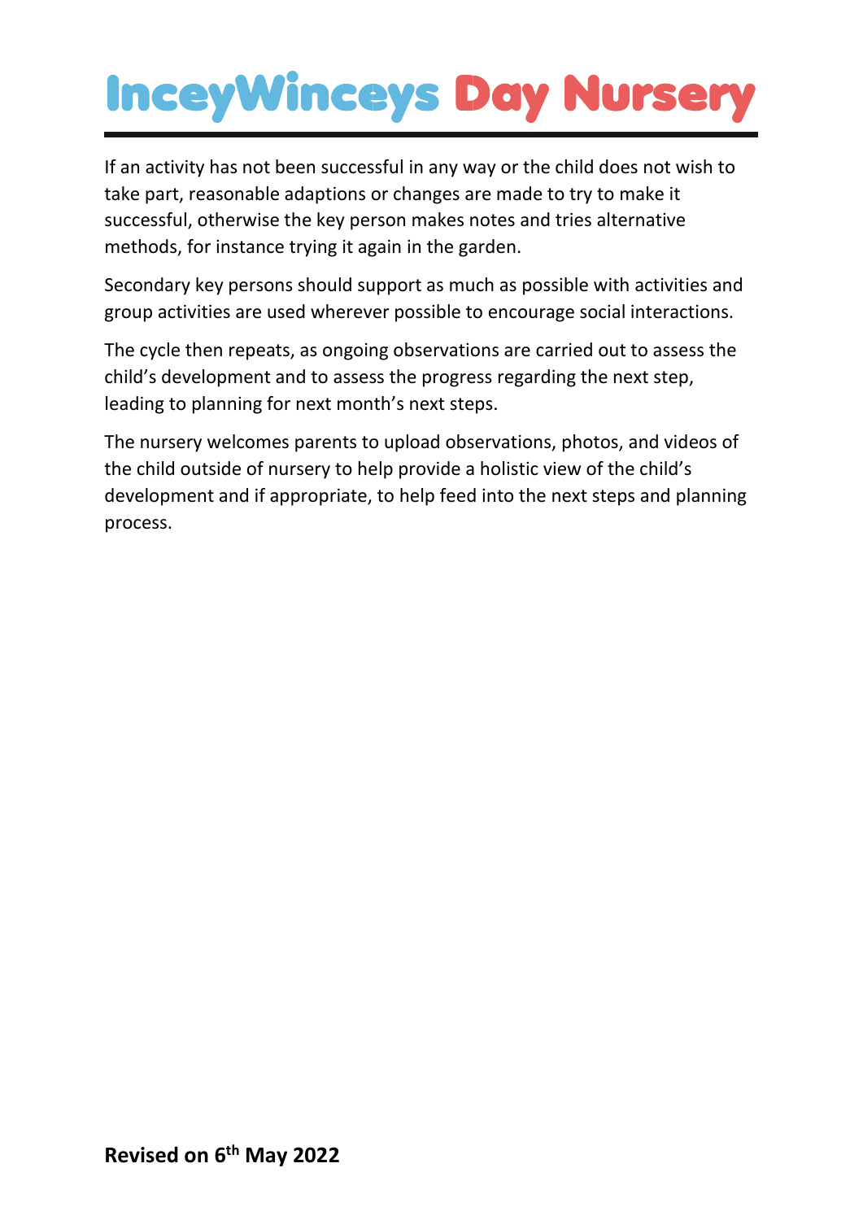If an activity has not been successful in any way or the child does not wish to take part, reasonable adaptions or changes are made to try to make it successful, otherwise the key person makes notes and tries alternative methods, for instance trying it again in the garden.

Secondary key persons should support as much as possible with activities and group activities are used wherever possible to encourage social interactions.

The cycle then repeats, as ongoing observations are carried out to assess the child's development and to assess the progress regarding the next step, leading to planning for next month's next steps.

The nursery welcomes parents to upload observations, photos, and videos of the child outside of nursery to help provide a holistic view of the child's development and if appropriate, to help feed into the next steps and planning process.

**Revised on 6th May 2022**